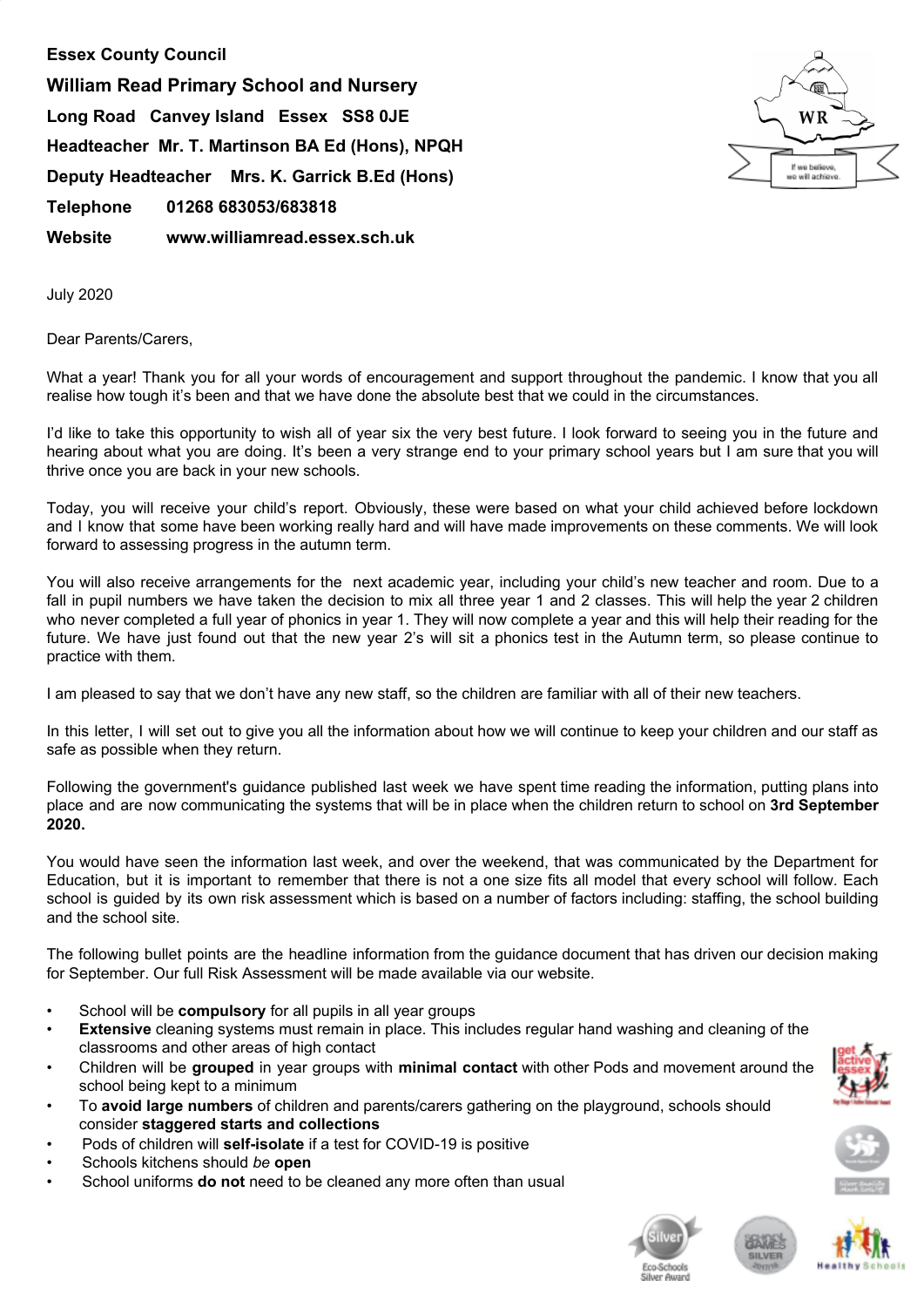**Essex County Council**

**William Read Primary School and Nursery**

**Long Road Canvey Island Essex SS8 0JE**

**Headteacher Mr. T. Martinson BA Ed (Hons), NPQH**

**Deputy Headteacher Mrs. K. Garrick B.Ed (Hons)**

**Telephone 01268 683053/683818**

**Website www.williamread.essex.sch.uk**

July 2020

Dear Parents/Carers,

What a year! Thank you for all your words of encouragement and support throughout the pandemic. I know that you all realise how tough it's been and that we have done the absolute best that we could in the circumstances.

I'd like to take this opportunity to wish all of year six the very best future. I look forward to seeing you in the future and hearing about what you are doing. It's been a very strange end to your primary school years but I am sure that you will thrive once you are back in your new schools.

Today, you will receive your child's report. Obviously, these were based on what your child achieved before lockdown and I know that some have been working really hard and will have made improvements on these comments. We will look forward to assessing progress in the autumn term.

You will also receive arrangements for the next academic year, including your child's new teacher and room. Due to a fall in pupil numbers we have taken the decision to mix all three year 1 and 2 classes. This will help the year 2 children who never completed a full year of phonics in year 1. They will now complete a year and this will help their reading for the future. We have just found out that the new year 2's will sit a phonics test in the Autumn term, so please continue to practice with them.

I am pleased to say that we don't have any new staff, so the children are familiar with all of their new teachers.

In this letter, I will set out to give you all the information about how we will continue to keep your children and our staff as safe as possible when they return.

Following the government's guidance published last week we have spent time reading the information, putting plans into place and are now communicating the systems that will be in place when the children return to school on **3rd September 2020.**

You would have seen the information last week, and over the weekend, that was communicated by the Department for Education, but it is important to remember that there is not a one size fits all model that every school will follow. Each school is guided by its own risk assessment which is based on a number of factors including: staffing, the school building and the school site.

The following bullet points are the headline information from the guidance document that has driven our decision making for September. Our full Risk Assessment will be made available via our website.

- School will be **compulsory** for all pupils in all year groups
- **Extensive** cleaning systems must remain in place. This includes regular hand washing and cleaning of the classrooms and other areas of high contact
- Children will be **grouped** in year groups with **minimal contact** with other Pods and movement around the school being kept to a minimum
- To **avoid large numbers** of children and parents/carers gathering on the playground, schools should consider **staggered starts and collections**
- Pods of children will **self-isolate** if a test for COVID-19 is positive
- Schools kitchens should *be* **open**
- School uniforms **do not** need to be cleaned any more often than usual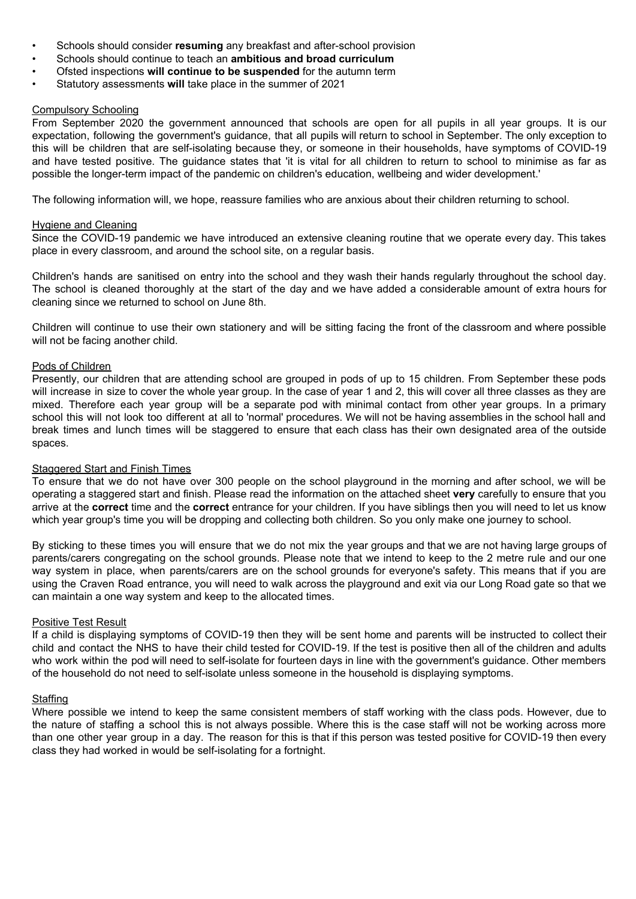- Schools should consider **resuming** any breakfast and after-school provision
- Schools should continue to teach an **ambitious and broad curriculum**
- Ofsted inspections **will continue to be suspended** for the autumn term
- Statutory assessments **will** take place in the summer of 2021

### Compulsory Schooling

From September 2020 the government announced that schools are open for all pupils in all year groups. It is our expectation, following the government's guidance, that all pupils will return to school in September. The only exception to this will be children that are self-isolating because they, or someone in their households, have symptoms of COVID-19 and have tested positive. The guidance states that 'it is vital for all children to return to school to minimise as far as possible the longer-term impact of the pandemic on children's education, wellbeing and wider development.'

The following information will, we hope, reassure families who are anxious about their children returning to school.

### Hygiene and Cleaning

Since the COVID-19 pandemic we have introduced an extensive cleaning routine that we operate every day. This takes place in every classroom, and around the school site, on a regular basis.

Children's hands are sanitised on entry into the school and they wash their hands regularly throughout the school day. The school is cleaned thoroughly at the start of the day and we have added a considerable amount of extra hours for cleaning since we returned to school on June 8th.

Children will continue to use their own stationery and will be sitting facing the front of the classroom and where possible will not be facing another child.

### Pods of Children

Presently, our children that are attending school are grouped in pods of up to 15 children. From September these pods will increase in size to cover the whole year group. In the case of year 1 and 2, this will cover all three classes as they are mixed. Therefore each year group will be a separate pod with minimal contact from other year groups. In a primary school this will not look too different at all to 'normal' procedures. We will not be having assemblies in the school hall and break times and lunch times will be staggered to ensure that each class has their own designated area of the outside spaces.

### Staggered Start and Finish Times

To ensure that we do not have over 300 people on the school playground in the morning and after school, we will be operating a staggered start and finish. Please read the information on the attached sheet **very** carefully to ensure that you arrive at the **correct** time and the **correct** entrance for your children. If you have siblings then you will need to let us know which year group's time you will be dropping and collecting both children. So you only make one journey to school.

By sticking to these times you will ensure that we do not mix the year groups and that we are not having large groups of parents/carers congregating on the school grounds. Please note that we intend to keep to the 2 metre rule and our one way system in place, when parents/carers are on the school grounds for everyone's safety. This means that if you are using the Craven Road entrance, you will need to walk across the playground and exit via our Long Road gate so that we can maintain a one way system and keep to the allocated times.

### Positive Test Result

If a child is displaying symptoms of COVID-19 then they will be sent home and parents will be instructed to collect their child and contact the NHS to have their child tested for COVID-19. If the test is positive then all of the children and adults who work within the pod will need to self-isolate for fourteen days in line with the government's guidance. Other members of the household do not need to self-isolate unless someone in the household is displaying symptoms.

### Staffing

Where possible we intend to keep the same consistent members of staff working with the class pods. However, due to the nature of staffing a school this is not always possible. Where this is the case staff will not be working across more than one other year group in a day. The reason for this is that if this person was tested positive for COVID-19 then every class they had worked in would be self-isolating for a fortnight.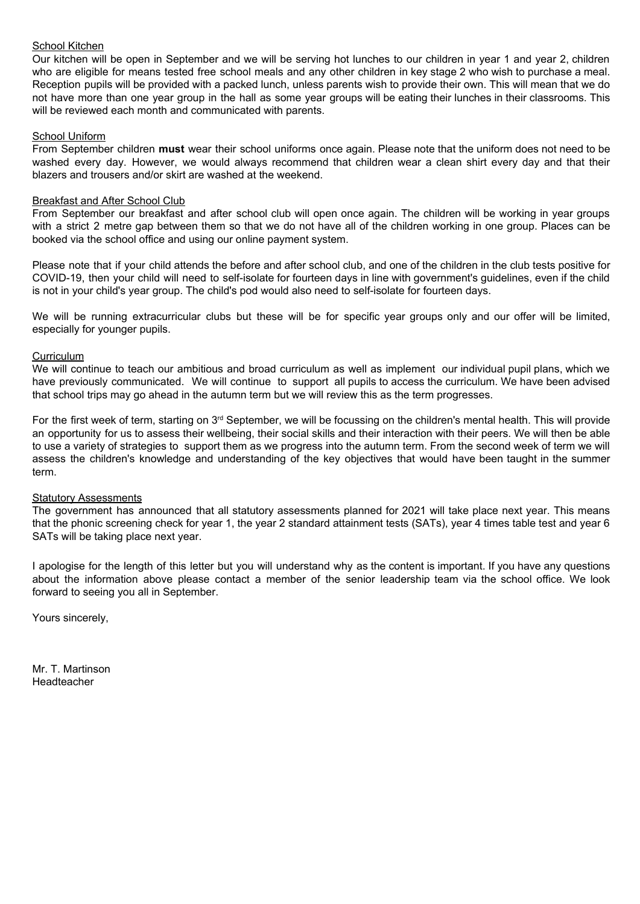## School Kitchen

Our kitchen will be open in September and we will be serving hot lunches to our children in year 1 and year 2, children who are eligible for means tested free school meals and any other children in key stage 2 who wish to purchase a meal. Reception pupils will be provided with a packed lunch, unless parents wish to provide their own. This will mean that we do not have more than one year group in the hall as some year groups will be eating their lunches in their classrooms. This will be reviewed each month and communicated with parents.

## School Uniform

From September children **must** wear their school uniforms once again. Please note that the uniform does not need to be washed every day. However, we would always recommend that children wear a clean shirt every day and that their blazers and trousers and/or skirt are washed at the weekend.

## Breakfast and After School Club

From September our breakfast and after school club will open once again. The children will be working in year groups with a strict 2 metre gap between them so that we do not have all of the children working in one group. Places can be booked via the school office and using our online payment system.

Please note that if your child attends the before and after school club, and one of the children in the club tests positive for COVID-19, then your child will need to self-isolate for fourteen days in line with government's guidelines, even if the child is not in your child's year group. The child's pod would also need to self-isolate for fourteen days.

We will be running extracurricular clubs but these will be for specific year groups only and our offer will be limited, especially for younger pupils.

## Curriculum

We will continue to teach our ambitious and broad curriculum as well as implement our individual pupil plans, which we have previously communicated. We will continue to support all pupils to access the curriculum. We have been advised that school trips may go ahead in the autumn term but we will review this as the term progresses.

For the first week of term, starting on 3rd September, we will be focussing on the children's mental health. This will provide an opportunity for us to assess their wellbeing, their social skills and their interaction with their peers. We will then be able to use a variety of strategies to support them as we progress into the autumn term. From the second week of term we will assess the children's knowledge and understanding of the key objectives that would have been taught in the summer term.

## Statutory Assessments

The government has announced that all statutory assessments planned for 2021 will take place next year. This means that the phonic screening check for year 1, the year 2 standard attainment tests (SATs), year 4 times table test and year 6 SATs will be taking place next year.

I apologise for the length of this letter but you will understand why as the content is important. If you have any questions about the information above please contact a member of the senior leadership team via the school office. We look forward to seeing you all in September.

Yours sincerely,

Mr. T. Martinson
Headteacher